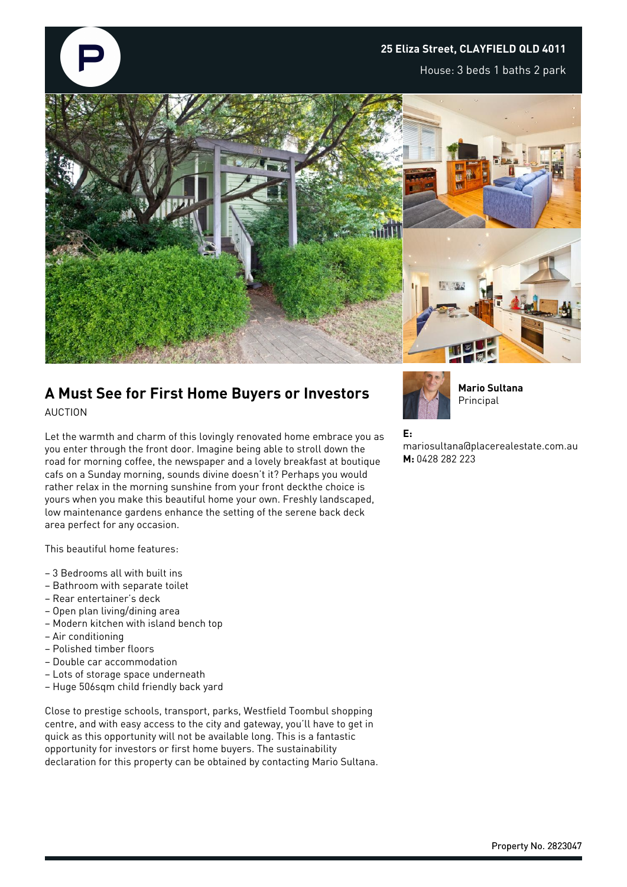**25 Eliza Street, CLAYFIELD QLD 4011**

House: 3 beds 1 baths 2 park

## A Must See for First Home Buyers or Investors

AUCTION

Let the warmth and charm of this lovingly renovated home embrace you as you enter through the front door. Imagine being able to stroll down the road for morning coffee, the newspaper and a lovely breakfast at boutique cafs on a Sunday morning, sounds divine doesn't it? Perhaps you would rather relax in the morning sunshine from your front deckthe choice is yours when you make this beautiful home your own. Freshly landscaped, low maintenance gardens enhance the setting of the serene back deck area perfect for any occasion.

This beautiful home features:

- 3 Bedrooms all with built ins
- Bathroom with separate toilet
- Rear entertainer's deck
- Open plan living/dining area
- Modern kitchen with island bench top
- Air conditioning
- Polished timber floors
- Double car accommodation
- Lots of storage space underneath
- Huge 506sqm child friendly back yard

Close to prestige schools, transport, parks, Westfield Toombul shopping centre, and with easy access to the city and gateway, you'll have to get in quick as this opportunity will not be available long. This is a fantastic opportunity for investors or first home buyers. The sustainability declaration for this property can be obtained by contacting Mario Sultana.

**Mario Sultana**
Principal

**E:** mariosultana@placerealestate.com.au
**M:** 0428 282 223

Property No. 2823047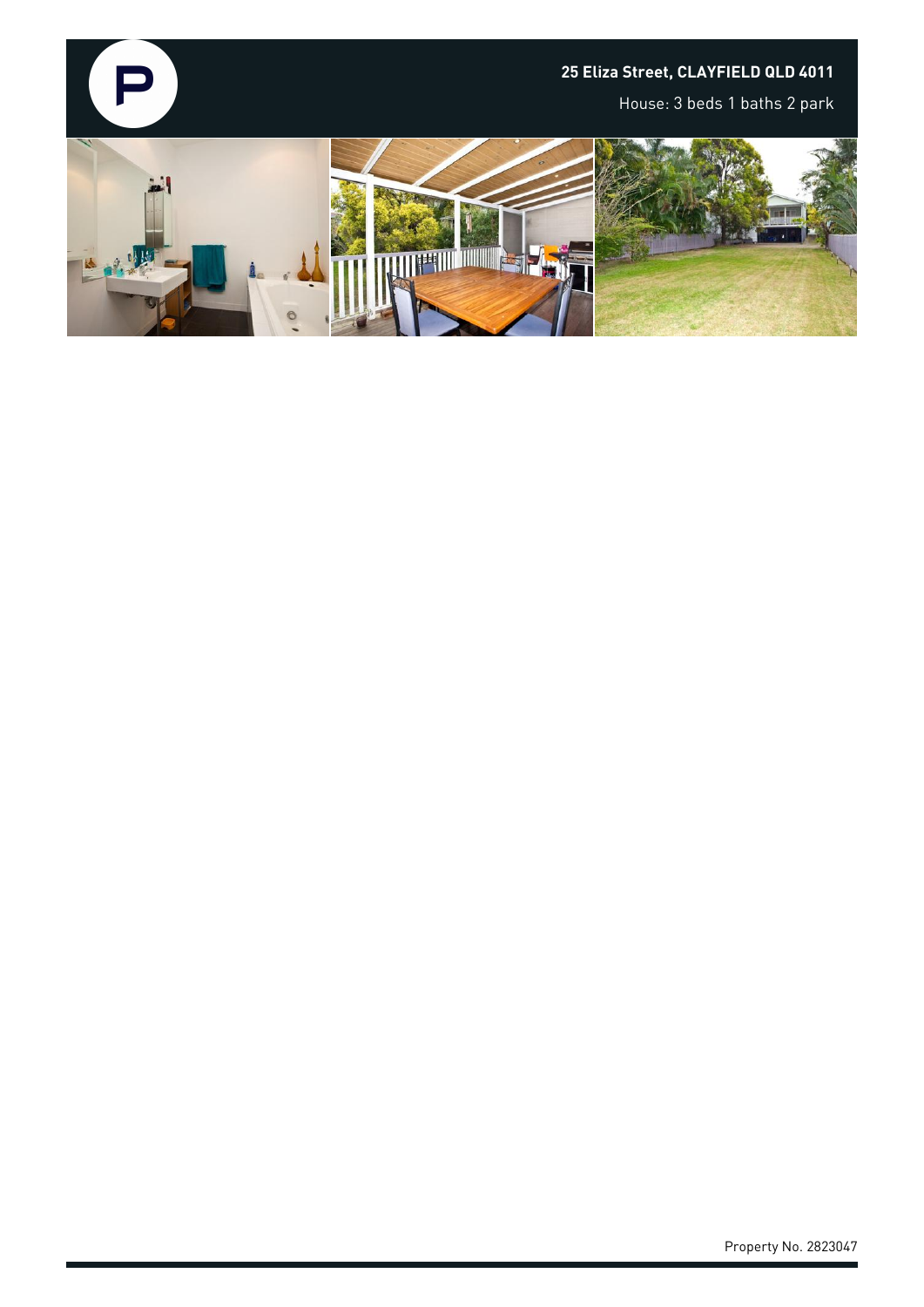**25 Eliza Street, CLAYFIELD QLD 4011**

House: 3 beds 1 baths 2 park

Property No. 2823047